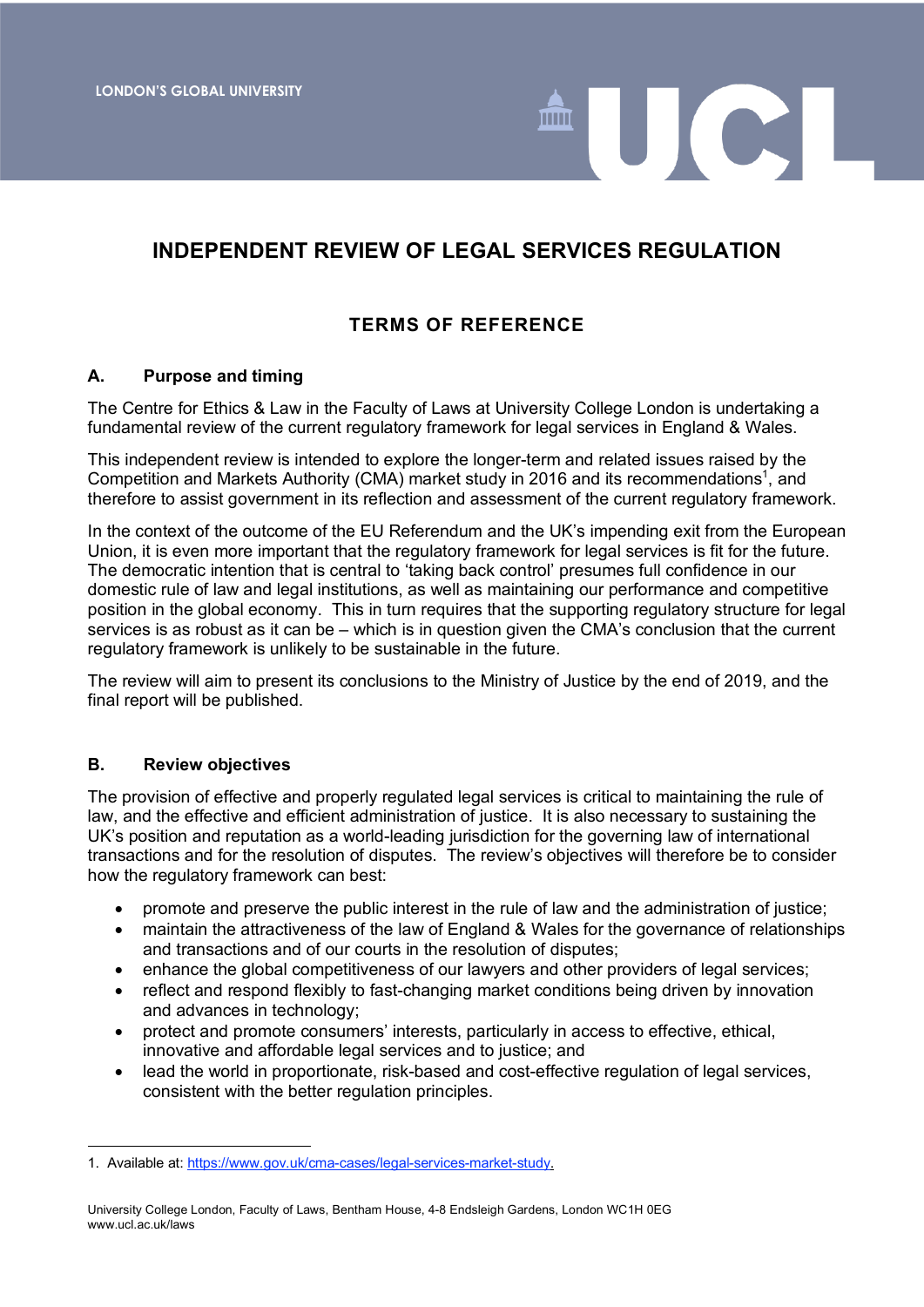# INDEPENDENT REVIEW OF LEGAL SERVICES REGULATION

## TERMS OF REFERENCE

### A. Purpose and timing

The Centre for Ethics & Law in the Faculty of Laws at University College London is undertaking a fundamental review of the current regulatory framework for legal services in England & Wales.

This independent review is intended to explore the longer-term and related issues raised by the Competition and Markets Authority (CMA) market study in 2016 and its recommendations[1], and therefore to assist government in its reflection and assessment of the current regulatory framework.

In the context of the outcome of the EU Referendum and the UK's impending exit from the European Union, it is even more important that the regulatory framework for legal services is fit for the future. The democratic intention that is central to 'taking back control' presumes full confidence in our domestic rule of law and legal institutions, as well as maintaining our performance and competitive position in the global economy. This in turn requires that the supporting regulatory structure for legal services is as robust as it can be – which is in question given the CMA's conclusion that the current regulatory framework is unlikely to be sustainable in the future.

The review will aim to present its conclusions to the Ministry of Justice by the end of 2019, and the final report will be published.

### B. Review objectives

The provision of effective and properly regulated legal services is critical to maintaining the rule of law, and the effective and efficient administration of justice. It is also necessary to sustaining the UK's position and reputation as a world-leading jurisdiction for the governing law of international transactions and for the resolution of disputes. The review's objectives will therefore be to consider how the regulatory framework can best:

- promote and preserve the public interest in the rule of law and the administration of justice;
- maintain the attractiveness of the law of England & Wales for the governance of relationships and transactions and of our courts in the resolution of disputes;
- enhance the global competitiveness of our lawyers and other providers of legal services;
- reflect and respond flexibly to fast-changing market conditions being driven by innovation and advances in technology;
- protect and promote consumers' interests, particularly in access to effective, ethical, innovative and affordable legal services and to justice; and
- lead the world in proportionate, risk-based and cost-effective regulation of legal services, consistent with the better regulation principles.

1. Available at: https://www.gov.uk/cma-cases/legal-services-market-study.

University College London, Faculty of Laws, Bentham House, 4-8 Endsleigh Gardens, London WC1H 0EG
www.ucl.ac.uk/laws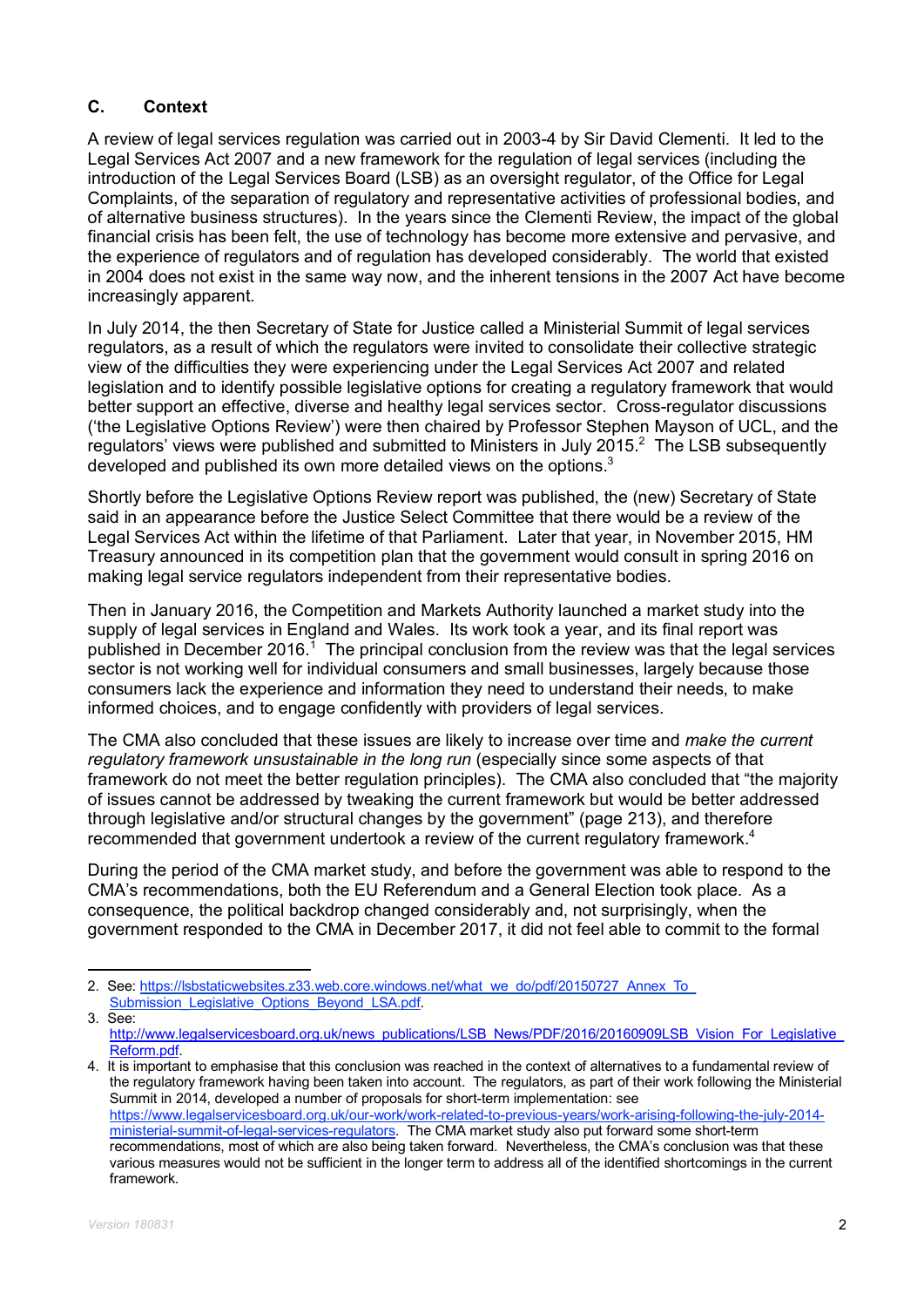## C. Context

A review of legal services regulation was carried out in 2003-4 by Sir David Clementi. It led to the Legal Services Act 2007 and a new framework for the regulation of legal services (including the introduction of the Legal Services Board (LSB) as an oversight regulator, of the Office for Legal Complaints, of the separation of regulatory and representative activities of professional bodies, and of alternative business structures). In the years since the Clementi Review, the impact of the global financial crisis has been felt, the use of technology has become more extensive and pervasive, and the experience of regulators and of regulation has developed considerably. The world that existed in 2004 does not exist in the same way now, and the inherent tensions in the 2007 Act have become increasingly apparent.

In July 2014, the then Secretary of State for Justice called a Ministerial Summit of legal services regulators, as a result of which the regulators were invited to consolidate their collective strategic view of the difficulties they were experiencing under the Legal Services Act 2007 and related legislation and to identify possible legislative options for creating a regulatory framework that would better support an effective, diverse and healthy legal services sector. Cross-regulator discussions ('the Legislative Options Review') were then chaired by Professor Stephen Mayson of UCL, and the regulators' views were published and submitted to Ministers in July 2015.[2] The LSB subsequently developed and published its own more detailed views on the options.[3]

Shortly before the Legislative Options Review report was published, the (new) Secretary of State said in an appearance before the Justice Select Committee that there would be a review of the Legal Services Act within the lifetime of that Parliament. Later that year, in November 2015, HM Treasury announced in its competition plan that the government would consult in spring 2016 on making legal service regulators independent from their representative bodies.

Then in January 2016, the Competition and Markets Authority launched a market study into the supply of legal services in England and Wales. Its work took a year, and its final report was published in December 2016.[1] The principal conclusion from the review was that the legal services sector is not working well for individual consumers and small businesses, largely because those consumers lack the experience and information they need to understand their needs, to make informed choices, and to engage confidently with providers of legal services.

The CMA also concluded that these issues are likely to increase over time and *make the current regulatory framework unsustainable in the long run* (especially since some aspects of that framework do not meet the better regulation principles). The CMA also concluded that "the majority of issues cannot be addressed by tweaking the current framework but would be better addressed through legislative and/or structural changes by the government" (page 213), and therefore recommended that government undertook a review of the current regulatory framework.[4]

During the period of the CMA market study, and before the government was able to respond to the CMA's recommendations, both the EU Referendum and a General Election took place. As a consequence, the political backdrop changed considerably and, not surprisingly, when the government responded to the CMA in December 2017, it did not feel able to commit to the formal

---

2. See: https://lsbstaticwebsites.z33.web.core.windows.net/what_we_do/pdf/20150727_Annex_To_Submission_Legislative_Options_Beyond_LSA.pdf.
3. See: http://www.legalservicesboard.org.uk/news_publications/LSB_News/PDF/2016/20160909LSB_Vision_For_Legislative_Reform.pdf.
4. It is important to emphasise that this conclusion was reached in the context of alternatives to a fundamental review of the regulatory framework having been taken into account. The regulators, as part of their work following the Ministerial Summit in 2014, developed a number of proposals for short-term implementation: see https://www.legalservicesboard.org.uk/our-work/work-related-to-previous-years/work-arising-following-the-july-2014-ministerial-summit-of-legal-services-regulators. The CMA market study also put forward some short-term recommendations, most of which are also being taken forward. Nevertheless, the CMA's conclusion was that these various measures would not be sufficient in the longer term to address all of the identified shortcomings in the current framework.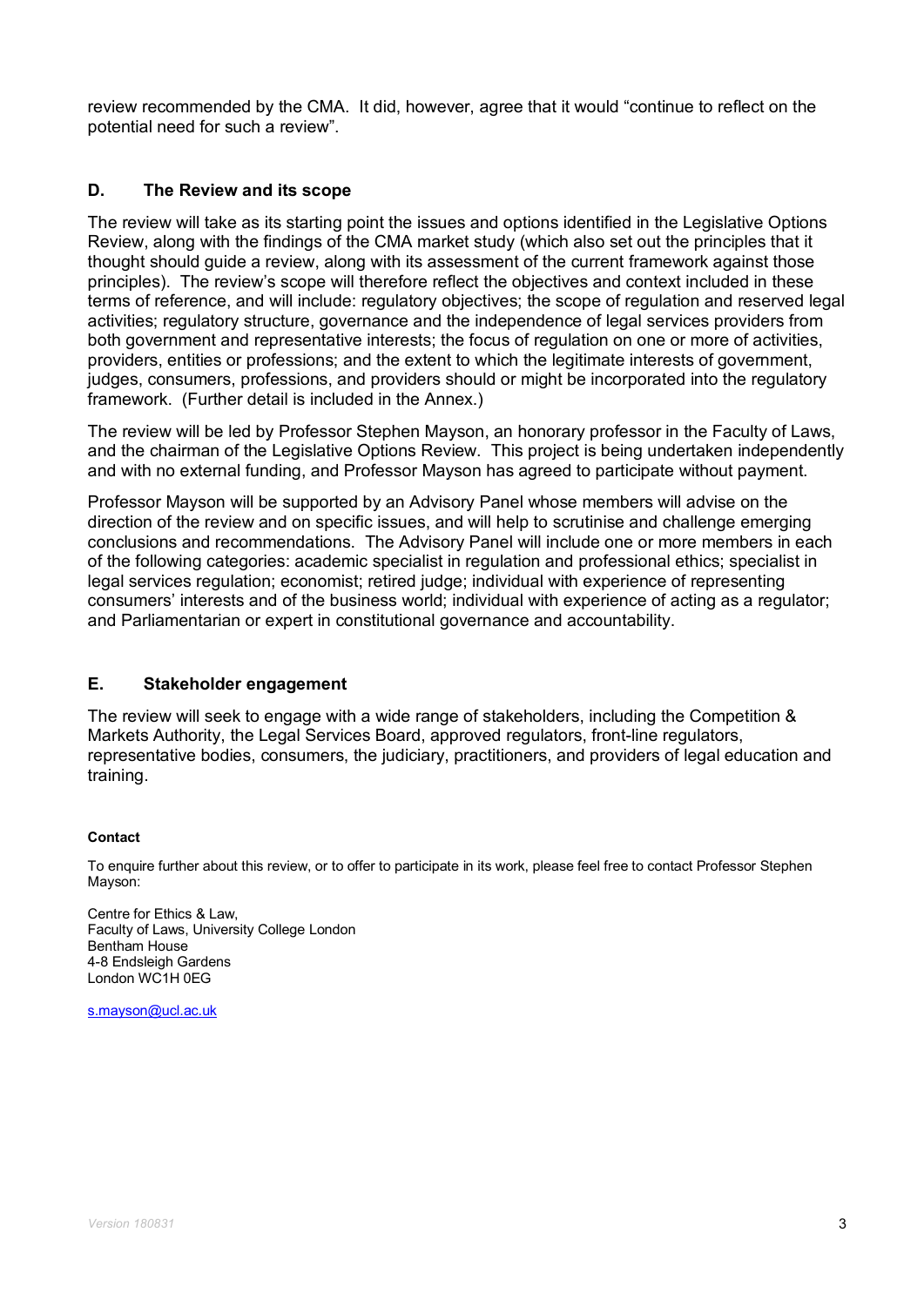review recommended by the CMA. It did, however, agree that it would "continue to reflect on the potential need for such a review".

## D. The Review and its scope

The review will take as its starting point the issues and options identified in the Legislative Options Review, along with the findings of the CMA market study (which also set out the principles that it thought should guide a review, along with its assessment of the current framework against those principles). The review's scope will therefore reflect the objectives and context included in these terms of reference, and will include: regulatory objectives; the scope of regulation and reserved legal activities; regulatory structure, governance and the independence of legal services providers from both government and representative interests; the focus of regulation on one or more of activities, providers, entities or professions; and the extent to which the legitimate interests of government, judges, consumers, professions, and providers should or might be incorporated into the regulatory framework. (Further detail is included in the Annex.)

The review will be led by Professor Stephen Mayson, an honorary professor in the Faculty of Laws, and the chairman of the Legislative Options Review. This project is being undertaken independently and with no external funding, and Professor Mayson has agreed to participate without payment.

Professor Mayson will be supported by an Advisory Panel whose members will advise on the direction of the review and on specific issues, and will help to scrutinise and challenge emerging conclusions and recommendations. The Advisory Panel will include one or more members in each of the following categories: academic specialist in regulation and professional ethics; specialist in legal services regulation; economist; retired judge; individual with experience of representing consumers' interests and of the business world; individual with experience of acting as a regulator; and Parliamentarian or expert in constitutional governance and accountability.

## E. Stakeholder engagement

The review will seek to engage with a wide range of stakeholders, including the Competition & Markets Authority, the Legal Services Board, approved regulators, front-line regulators, representative bodies, consumers, the judiciary, practitioners, and providers of legal education and training.

**Contact**

To enquire further about this review, or to offer to participate in its work, please feel free to contact Professor Stephen Mayson:

Centre for Ethics & Law,
Faculty of Laws, University College London
Bentham House
4-8 Endsleigh Gardens
London WC1H 0EG

s.mayson@ucl.ac.uk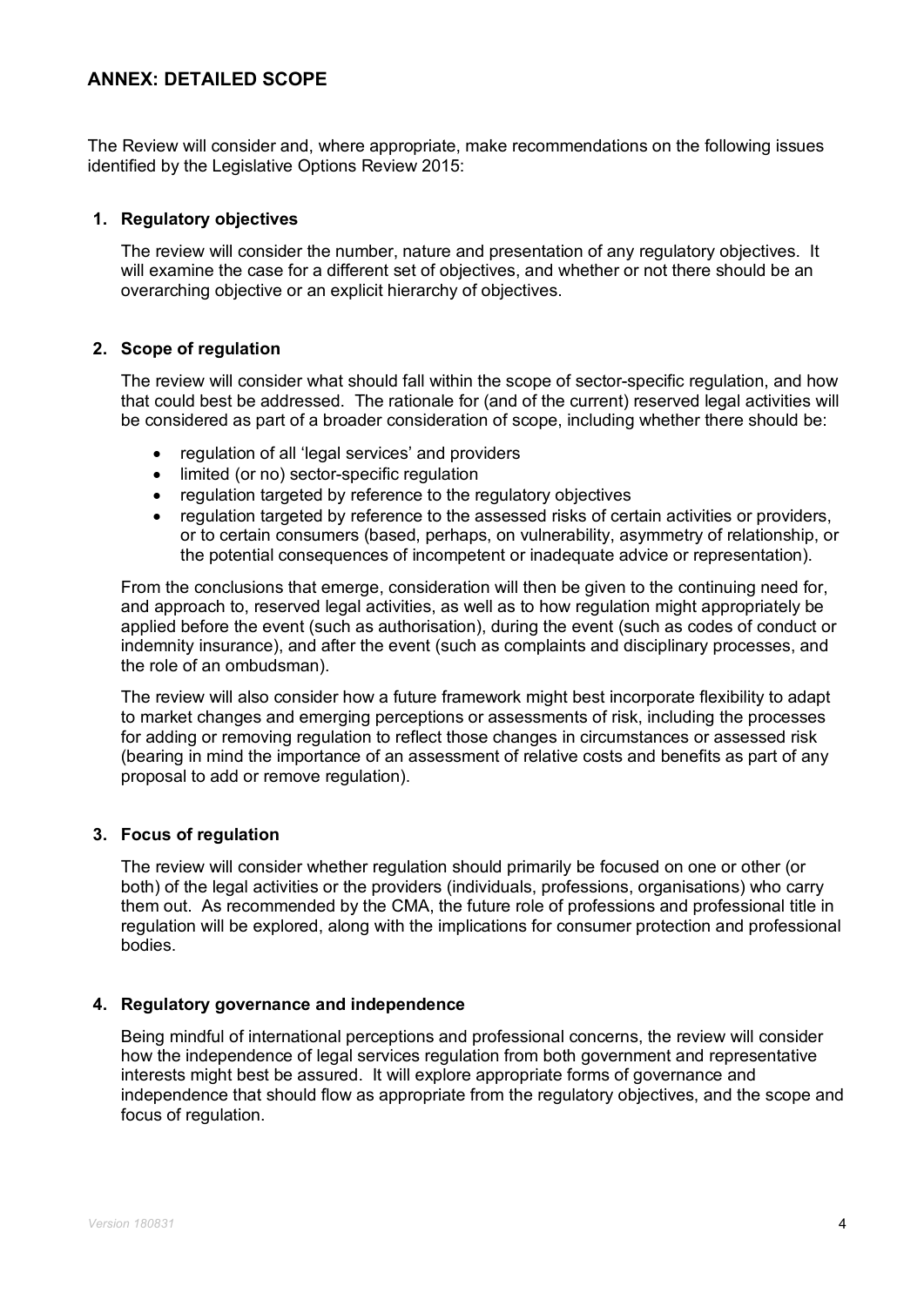## ANNEX: DETAILED SCOPE

The Review will consider and, where appropriate, make recommendations on the following issues identified by the Legislative Options Review 2015:

### 1. Regulatory objectives

The review will consider the number, nature and presentation of any regulatory objectives. It will examine the case for a different set of objectives, and whether or not there should be an overarching objective or an explicit hierarchy of objectives.

### 2. Scope of regulation

The review will consider what should fall within the scope of sector-specific regulation, and how that could best be addressed. The rationale for (and of the current) reserved legal activities will be considered as part of a broader consideration of scope, including whether there should be:

- regulation of all 'legal services' and providers
- limited (or no) sector-specific regulation
- regulation targeted by reference to the regulatory objectives
- regulation targeted by reference to the assessed risks of certain activities or providers, or to certain consumers (based, perhaps, on vulnerability, asymmetry of relationship, or the potential consequences of incompetent or inadequate advice or representation).

From the conclusions that emerge, consideration will then be given to the continuing need for, and approach to, reserved legal activities, as well as to how regulation might appropriately be applied before the event (such as authorisation), during the event (such as codes of conduct or indemnity insurance), and after the event (such as complaints and disciplinary processes, and the role of an ombudsman).

The review will also consider how a future framework might best incorporate flexibility to adapt to market changes and emerging perceptions or assessments of risk, including the processes for adding or removing regulation to reflect those changes in circumstances or assessed risk (bearing in mind the importance of an assessment of relative costs and benefits as part of any proposal to add or remove regulation).

### 3. Focus of regulation

The review will consider whether regulation should primarily be focused on one or other (or both) of the legal activities or the providers (individuals, professions, organisations) who carry them out. As recommended by the CMA, the future role of professions and professional title in regulation will be explored, along with the implications for consumer protection and professional bodies.

### 4. Regulatory governance and independence

Being mindful of international perceptions and professional concerns, the review will consider how the independence of legal services regulation from both government and representative interests might best be assured. It will explore appropriate forms of governance and independence that should flow as appropriate from the regulatory objectives, and the scope and focus of regulation.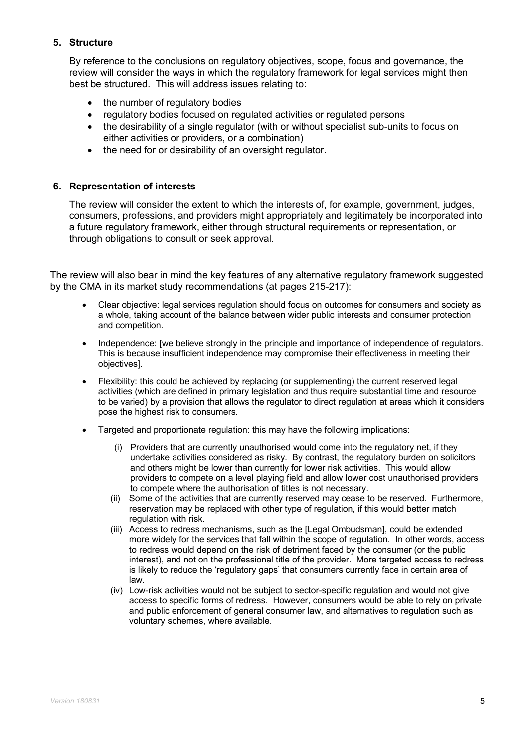## 5. Structure

By reference to the conclusions on regulatory objectives, scope, focus and governance, the review will consider the ways in which the regulatory framework for legal services might then best be structured. This will address issues relating to:

- the number of regulatory bodies
- regulatory bodies focused on regulated activities or regulated persons
- the desirability of a single regulator (with or without specialist sub-units to focus on either activities or providers, or a combination)
- the need for or desirability of an oversight regulator.

## 6. Representation of interests

The review will consider the extent to which the interests of, for example, government, judges, consumers, professions, and providers might appropriately and legitimately be incorporated into a future regulatory framework, either through structural requirements or representation, or through obligations to consult or seek approval.

The review will also bear in mind the key features of any alternative regulatory framework suggested by the CMA in its market study recommendations (at pages 215-217):

- Clear objective: legal services regulation should focus on outcomes for consumers and society as a whole, taking account of the balance between wider public interests and consumer protection and competition.
- Independence: [we believe strongly in the principle and importance of independence of regulators. This is because insufficient independence may compromise their effectiveness in meeting their objectives].
- Flexibility: this could be achieved by replacing (or supplementing) the current reserved legal activities (which are defined in primary legislation and thus require substantial time and resource to be varied) by a provision that allows the regulator to direct regulation at areas which it considers pose the highest risk to consumers.
- Targeted and proportionate regulation: this may have the following implications:
  - (i) Providers that are currently unauthorised would come into the regulatory net, if they undertake activities considered as risky. By contrast, the regulatory burden on solicitors and others might be lower than currently for lower risk activities. This would allow providers to compete on a level playing field and allow lower cost unauthorised providers to compete where the authorisation of titles is not necessary.
  - (ii) Some of the activities that are currently reserved may cease to be reserved. Furthermore, reservation may be replaced with other type of regulation, if this would better match regulation with risk.
  - (iii) Access to redress mechanisms, such as the [Legal Ombudsman], could be extended more widely for the services that fall within the scope of regulation. In other words, access to redress would depend on the risk of detriment faced by the consumer (or the public interest), and not on the professional title of the provider. More targeted access to redress is likely to reduce the 'regulatory gaps' that consumers currently face in certain area of law.
  - (iv) Low-risk activities would not be subject to sector-specific regulation and would not give access to specific forms of redress. However, consumers would be able to rely on private and public enforcement of general consumer law, and alternatives to regulation such as voluntary schemes, where available.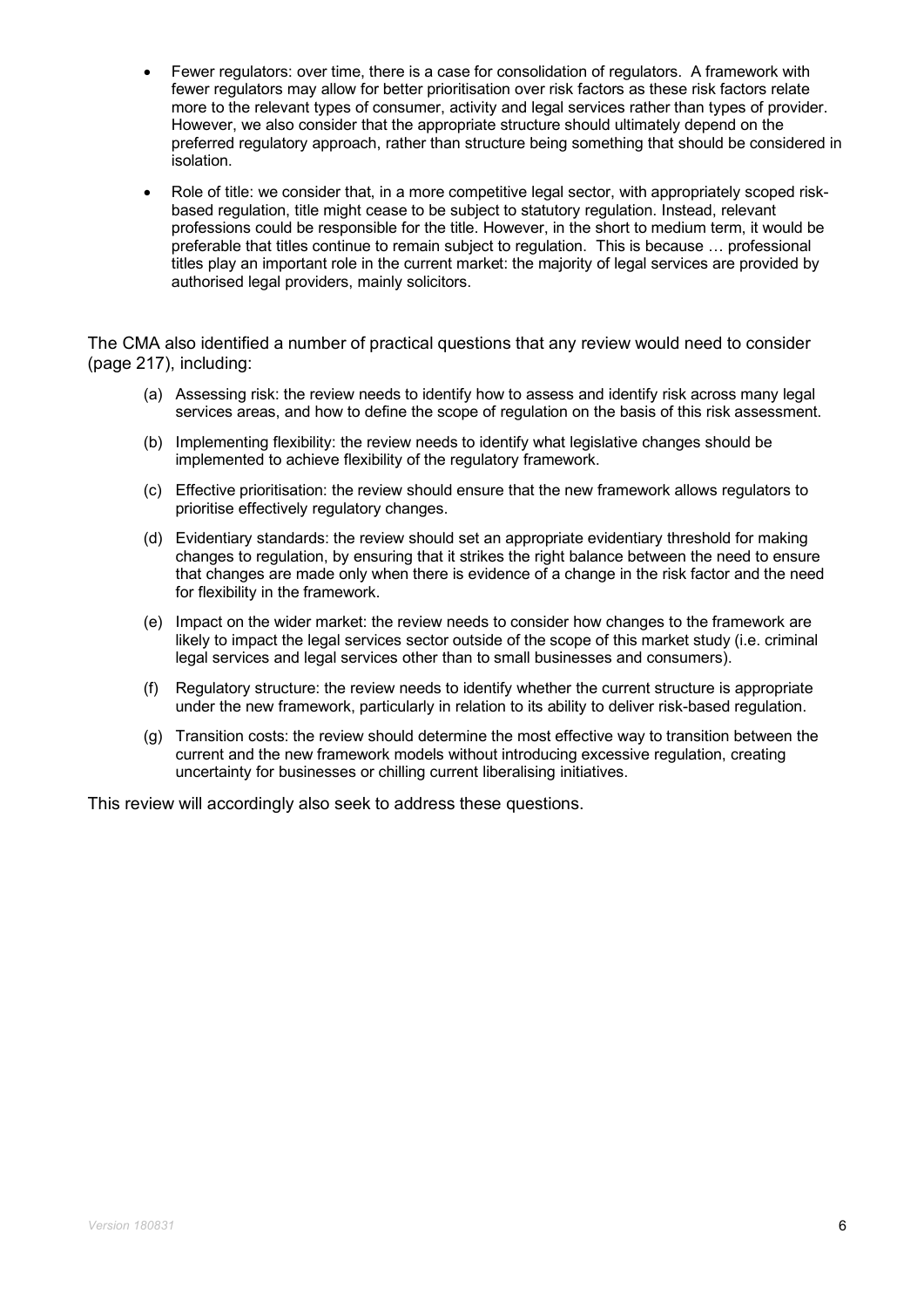- Fewer regulators: over time, there is a case for consolidation of regulators. A framework with fewer regulators may allow for better prioritisation over risk factors as these risk factors relate more to the relevant types of consumer, activity and legal services rather than types of provider. However, we also consider that the appropriate structure should ultimately depend on the preferred regulatory approach, rather than structure being something that should be considered in isolation.
- Role of title: we consider that, in a more competitive legal sector, with appropriately scoped risk-based regulation, title might cease to be subject to statutory regulation. Instead, relevant professions could be responsible for the title. However, in the short to medium term, it would be preferable that titles continue to remain subject to regulation. This is because … professional titles play an important role in the current market: the majority of legal services are provided by authorised legal providers, mainly solicitors.

The CMA also identified a number of practical questions that any review would need to consider (page 217), including:

(a) Assessing risk: the review needs to identify how to assess and identify risk across many legal services areas, and how to define the scope of regulation on the basis of this risk assessment.

(b) Implementing flexibility: the review needs to identify what legislative changes should be implemented to achieve flexibility of the regulatory framework.

(c) Effective prioritisation: the review should ensure that the new framework allows regulators to prioritise effectively regulatory changes.

(d) Evidentiary standards: the review should set an appropriate evidentiary threshold for making changes to regulation, by ensuring that it strikes the right balance between the need to ensure that changes are made only when there is evidence of a change in the risk factor and the need for flexibility in the framework.

(e) Impact on the wider market: the review needs to consider how changes to the framework are likely to impact the legal services sector outside of the scope of this market study (i.e. criminal legal services and legal services other than to small businesses and consumers).

(f) Regulatory structure: the review needs to identify whether the current structure is appropriate under the new framework, particularly in relation to its ability to deliver risk-based regulation.

(g) Transition costs: the review should determine the most effective way to transition between the current and the new framework models without introducing excessive regulation, creating uncertainty for businesses or chilling current liberalising initiatives.

This review will accordingly also seek to address these questions.